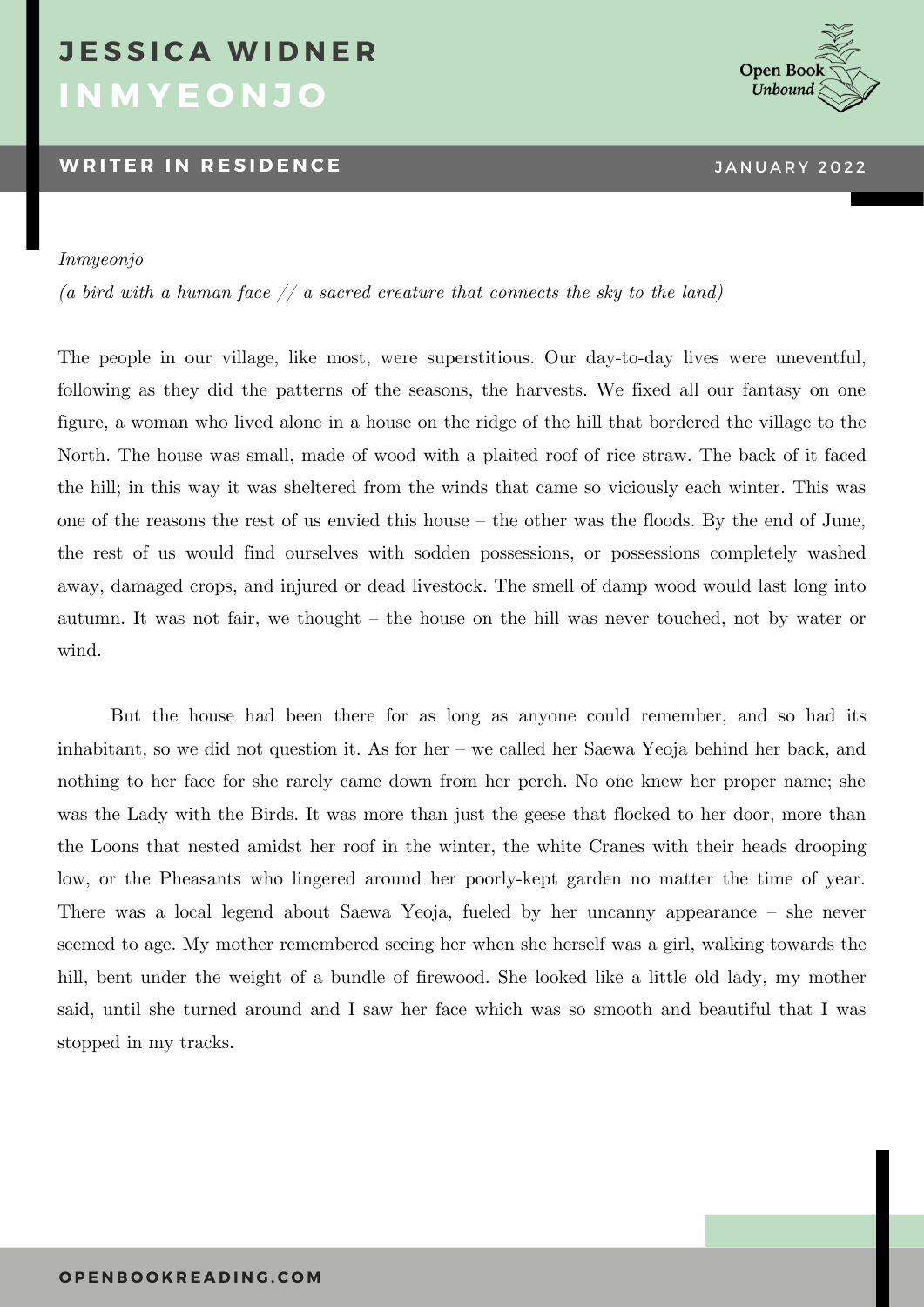# JESSICA WIDNER
# INMYEONJO

**WRITER IN RESIDENCE** JANUARY 2022

*Inmyeonjo*

*(a bird with a human face // a sacred creature that connects the sky to the land)*

The people in our village, like most, were superstitious. Our day-to-day lives were uneventful, following as they did the patterns of the seasons, the harvests. We fixed all our fantasy on one figure, a woman who lived alone in a house on the ridge of the hill that bordered the village to the North. The house was small, made of wood with a plaited roof of rice straw. The back of it faced the hill; in this way it was sheltered from the winds that came so viciously each winter. This was one of the reasons the rest of us envied this house – the other was the floods. By the end of June, the rest of us would find ourselves with sodden possessions, or possessions completely washed away, damaged crops, and injured or dead livestock. The smell of damp wood would last long into autumn. It was not fair, we thought – the house on the hill was never touched, not by water or wind.

But the house had been there for as long as anyone could remember, and so had its inhabitant, so we did not question it. As for her – we called her Saewa Yeoja behind her back, and nothing to her face for she rarely came down from her perch. No one knew her proper name; she was the Lady with the Birds. It was more than just the geese that flocked to her door, more than the Loons that nested amidst her roof in the winter, the white Cranes with their heads drooping low, or the Pheasants who lingered around her poorly-kept garden no matter the time of year. There was a local legend about Saewa Yeoja, fueled by her uncanny appearance – she never seemed to age. My mother remembered seeing her when she herself was a girl, walking towards the hill, bent under the weight of a bundle of firewood. She looked like a little old lady, my mother said, until she turned around and I saw her face which was so smooth and beautiful that I was stopped in my tracks.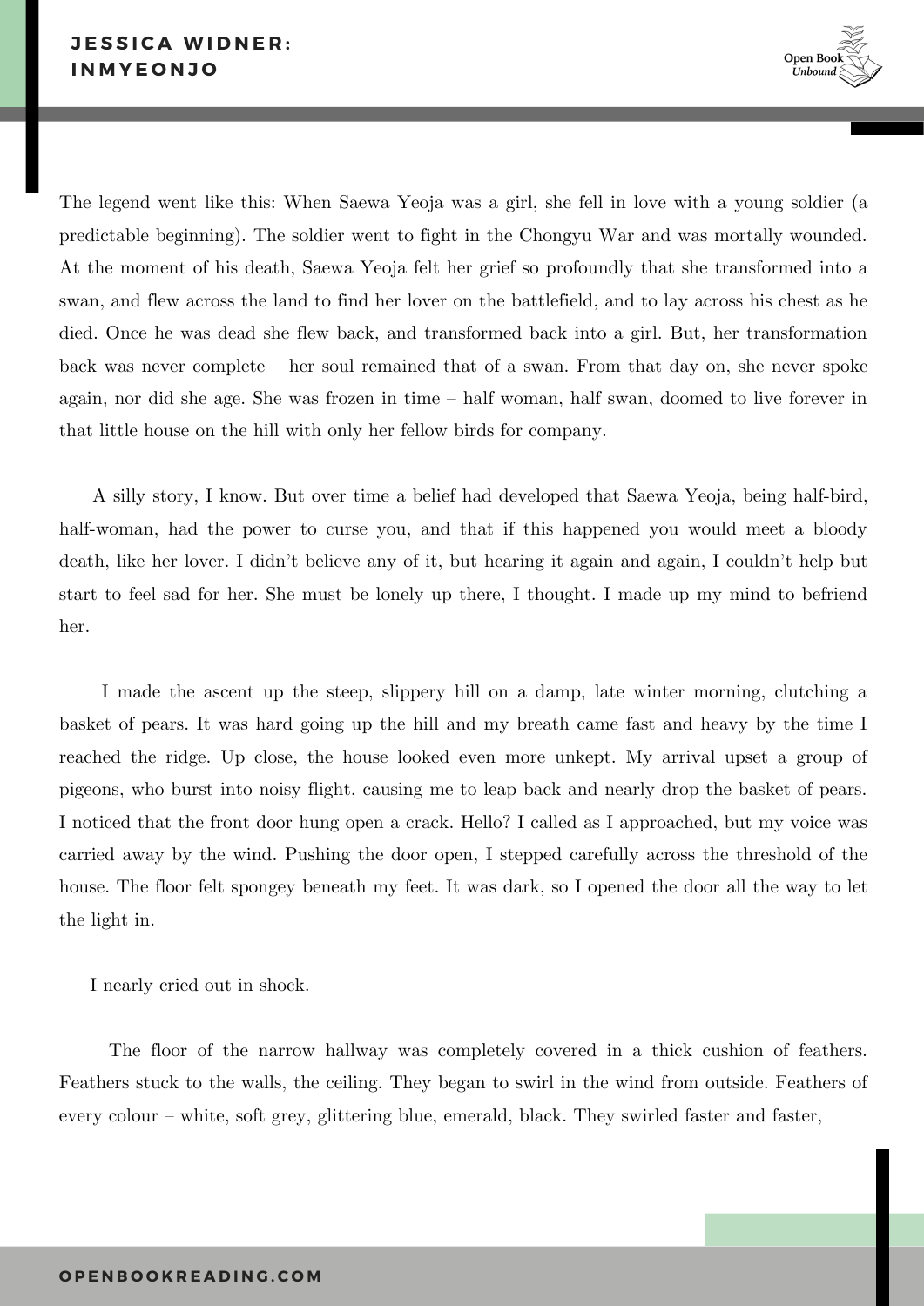The legend went like this: When Saewa Yeoja was a girl, she fell in love with a young soldier (a predictable beginning). The soldier went to fight in the Chongyu War and was mortally wounded. At the moment of his death, Saewa Yeoja felt her grief so profoundly that she transformed into a swan, and flew across the land to find her lover on the battlefield, and to lay across his chest as he died. Once he was dead she flew back, and transformed back into a girl. But, her transformation back was never complete – her soul remained that of a swan. From that day on, she never spoke again, nor did she age. She was frozen in time – half woman, half swan, doomed to live forever in that little house on the hill with only her fellow birds for company.

A silly story, I know. But over time a belief had developed that Saewa Yeoja, being half-bird, half-woman, had the power to curse you, and that if this happened you would meet a bloody death, like her lover. I didn't believe any of it, but hearing it again and again, I couldn't help but start to feel sad for her. She must be lonely up there, I thought. I made up my mind to befriend her.

I made the ascent up the steep, slippery hill on a damp, late winter morning, clutching a basket of pears. It was hard going up the hill and my breath came fast and heavy by the time I reached the ridge. Up close, the house looked even more unkept. My arrival upset a group of pigeons, who burst into noisy flight, causing me to leap back and nearly drop the basket of pears. I noticed that the front door hung open a crack. Hello? I called as I approached, but my voice was carried away by the wind. Pushing the door open, I stepped carefully across the threshold of the house. The floor felt spongey beneath my feet. It was dark, so I opened the door all the way to let the light in.

I nearly cried out in shock.

The floor of the narrow hallway was completely covered in a thick cushion of feathers. Feathers stuck to the walls, the ceiling. They began to swirl in the wind from outside. Feathers of every colour – white, soft grey, glittering blue, emerald, black. They swirled faster and faster,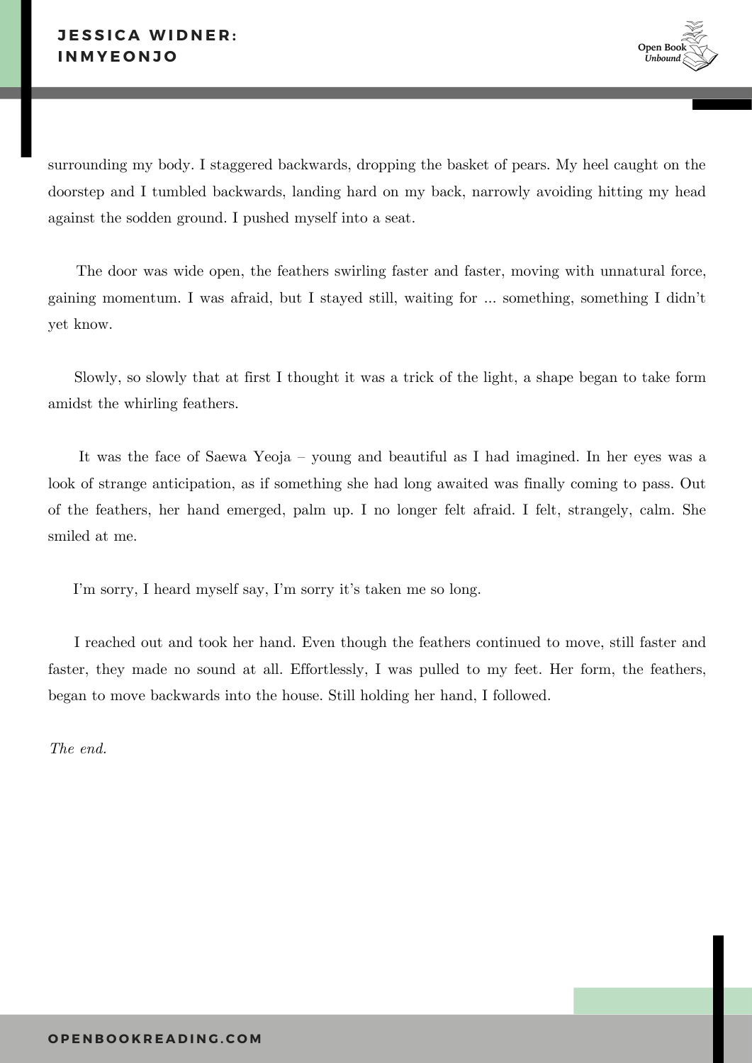surrounding my body. I staggered backwards, dropping the basket of pears. My heel caught on the doorstep and I tumbled backwards, landing hard on my back, narrowly avoiding hitting my head against the sodden ground. I pushed myself into a seat.

The door was wide open, the feathers swirling faster and faster, moving with unnatural force, gaining momentum. I was afraid, but I stayed still, waiting for ... something, something I didn't yet know.

Slowly, so slowly that at first I thought it was a trick of the light, a shape began to take form amidst the whirling feathers.

It was the face of Saewa Yeoja – young and beautiful as I had imagined. In her eyes was a look of strange anticipation, as if something she had long awaited was finally coming to pass. Out of the feathers, her hand emerged, palm up. I no longer felt afraid. I felt, strangely, calm. She smiled at me.

I'm sorry, I heard myself say, I'm sorry it's taken me so long.

I reached out and took her hand. Even though the feathers continued to move, still faster and faster, they made no sound at all. Effortlessly, I was pulled to my feet. Her form, the feathers, began to move backwards into the house. Still holding her hand, I followed.

*The end.*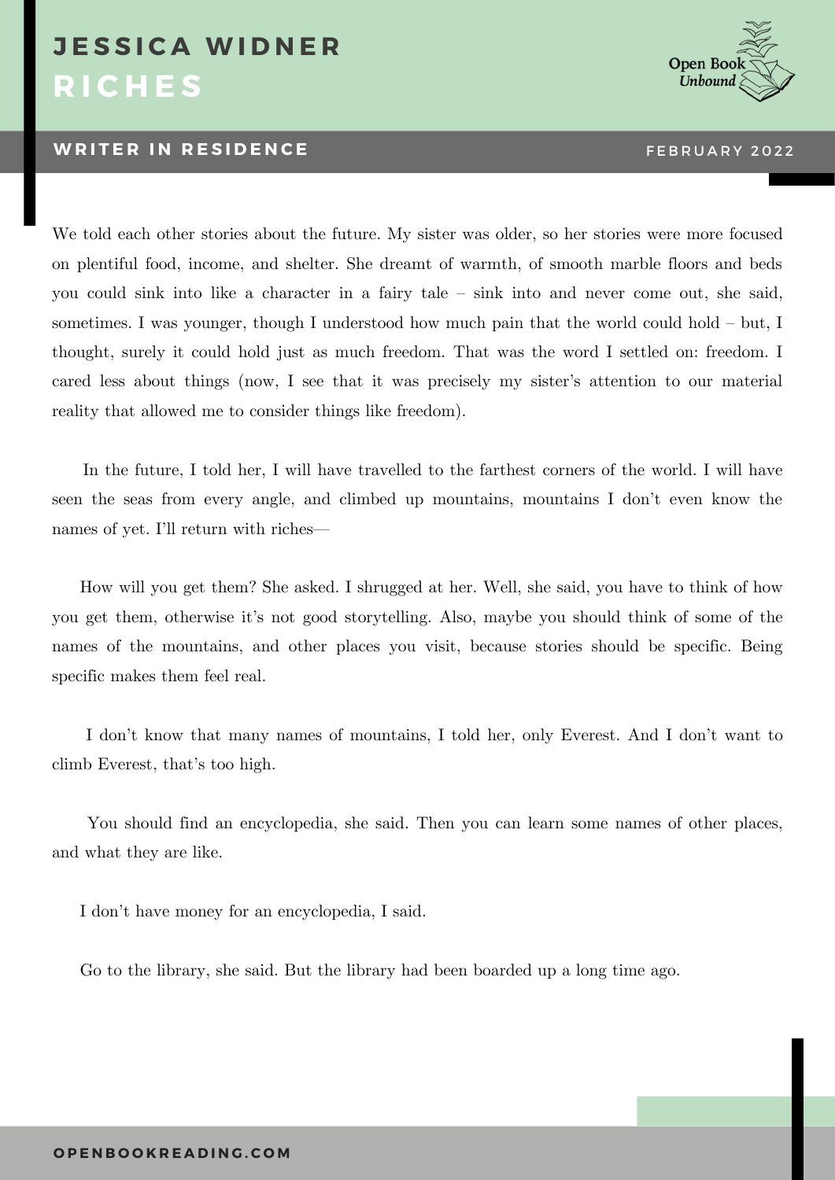# JESSICA WIDNER

## RICHES

We told each other stories about the future. My sister was older, so her stories were more focused on plentiful food, income, and shelter. She dreamt of warmth, of smooth marble floors and beds you could sink into like a character in a fairy tale – sink into and never come out, she said, sometimes. I was younger, though I understood how much pain that the world could hold – but, I thought, surely it could hold just as much freedom. That was the word I settled on: freedom. I cared less about things (now, I see that it was precisely my sister's attention to our material reality that allowed me to consider things like freedom).

In the future, I told her, I will have travelled to the farthest corners of the world. I will have seen the seas from every angle, and climbed up mountains, mountains I don't even know the names of yet. I'll return with riches—

How will you get them? She asked. I shrugged at her. Well, she said, you have to think of how you get them, otherwise it's not good storytelling. Also, maybe you should think of some of the names of the mountains, and other places you visit, because stories should be specific. Being specific makes them feel real.

I don't know that many names of mountains, I told her, only Everest. And I don't want to climb Everest, that's too high.

You should find an encyclopedia, she said. Then you can learn some names of other places, and what they are like.

I don't have money for an encyclopedia, I said.

Go to the library, she said. But the library had been boarded up a long time ago.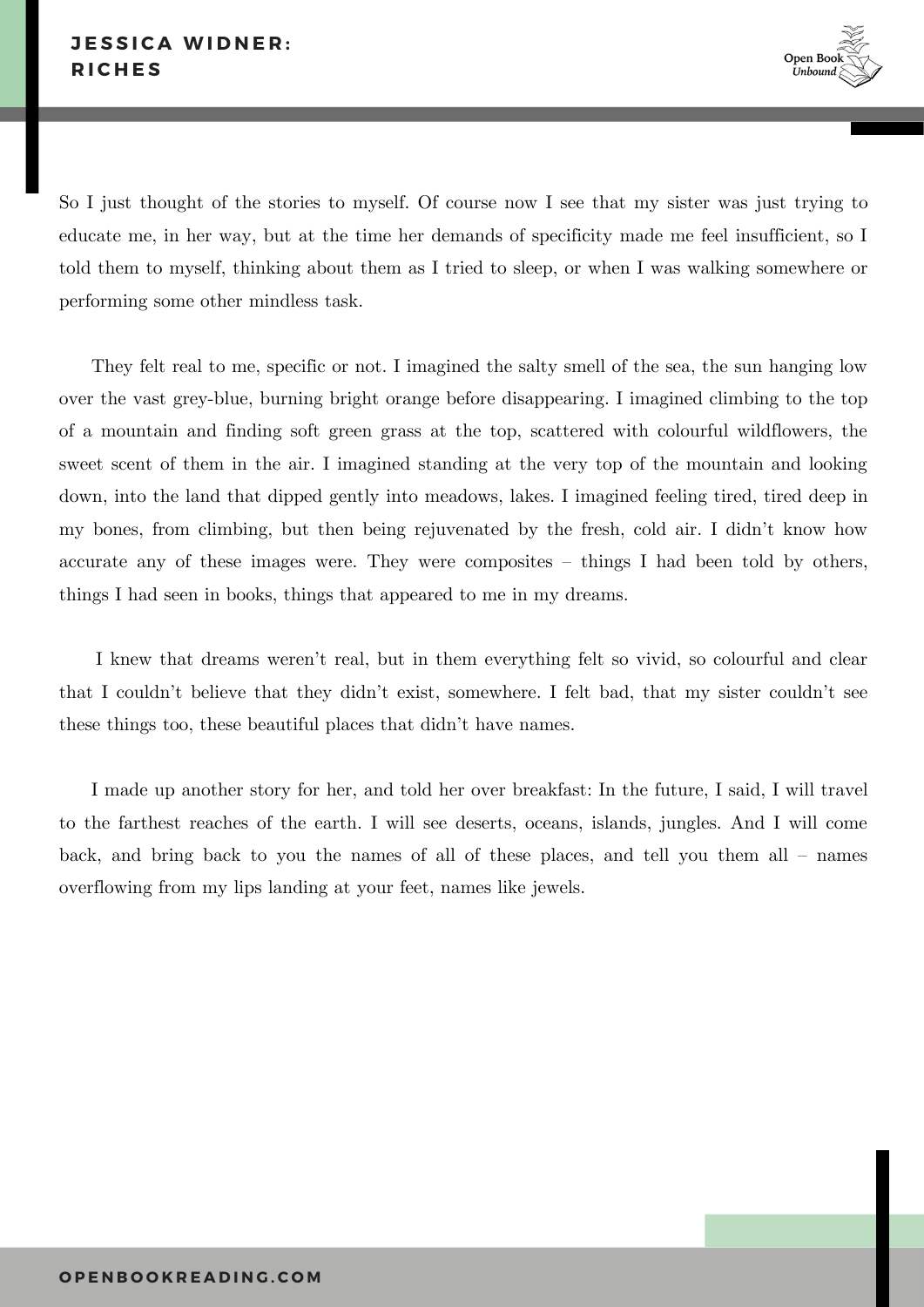So I just thought of the stories to myself. Of course now I see that my sister was just trying to educate me, in her way, but at the time her demands of specificity made me feel insufficient, so I told them to myself, thinking about them as I tried to sleep, or when I was walking somewhere or performing some other mindless task.

They felt real to me, specific or not. I imagined the salty smell of the sea, the sun hanging low over the vast grey-blue, burning bright orange before disappearing. I imagined climbing to the top of a mountain and finding soft green grass at the top, scattered with colourful wildflowers, the sweet scent of them in the air. I imagined standing at the very top of the mountain and looking down, into the land that dipped gently into meadows, lakes. I imagined feeling tired, tired deep in my bones, from climbing, but then being rejuvenated by the fresh, cold air. I didn't know how accurate any of these images were. They were composites – things I had been told by others, things I had seen in books, things that appeared to me in my dreams.

I knew that dreams weren't real, but in them everything felt so vivid, so colourful and clear that I couldn't believe that they didn't exist, somewhere. I felt bad, that my sister couldn't see these things too, these beautiful places that didn't have names.

I made up another story for her, and told her over breakfast: In the future, I said, I will travel to the farthest reaches of the earth. I will see deserts, oceans, islands, jungles. And I will come back, and bring back to you the names of all of these places, and tell you them all – names overflowing from my lips landing at your feet, names like jewels.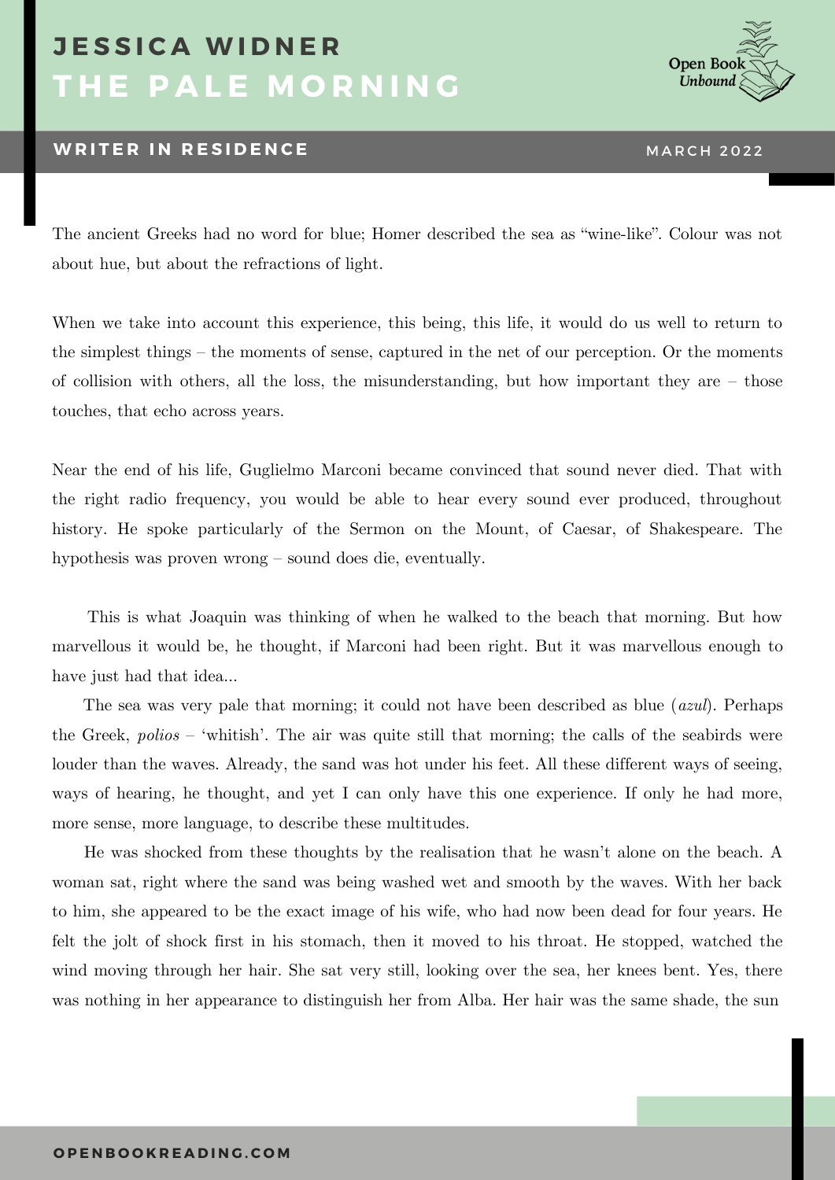# JESSICA WIDNER
# THE PALE MORNING

**WRITER IN RESIDENCE** MARCH 2022

The ancient Greeks had no word for blue; Homer described the sea as "wine-like". Colour was not about hue, but about the refractions of light.

When we take into account this experience, this being, this life, it would do us well to return to the simplest things – the moments of sense, captured in the net of our perception. Or the moments of collision with others, all the loss, the misunderstanding, but how important they are – those touches, that echo across years.

Near the end of his life, Guglielmo Marconi became convinced that sound never died. That with the right radio frequency, you would be able to hear every sound ever produced, throughout history. He spoke particularly of the Sermon on the Mount, of Caesar, of Shakespeare. The hypothesis was proven wrong – sound does die, eventually.

This is what Joaquin was thinking of when he walked to the beach that morning. But how marvellous it would be, he thought, if Marconi had been right. But it was marvellous enough to have just had that idea...

The sea was very pale that morning; it could not have been described as blue (*azul*). Perhaps the Greek, *polios* – 'whitish'. The air was quite still that morning; the calls of the seabirds were louder than the waves. Already, the sand was hot under his feet. All these different ways of seeing, ways of hearing, he thought, and yet I can only have this one experience. If only he had more, more sense, more language, to describe these multitudes.

He was shocked from these thoughts by the realisation that he wasn't alone on the beach. A woman sat, right where the sand was being washed wet and smooth by the waves. With her back to him, she appeared to be the exact image of his wife, who had now been dead for four years. He felt the jolt of shock first in his stomach, then it moved to his throat. He stopped, watched the wind moving through her hair. She sat very still, looking over the sea, her knees bent. Yes, there was nothing in her appearance to distinguish her from Alba. Her hair was the same shade, the sun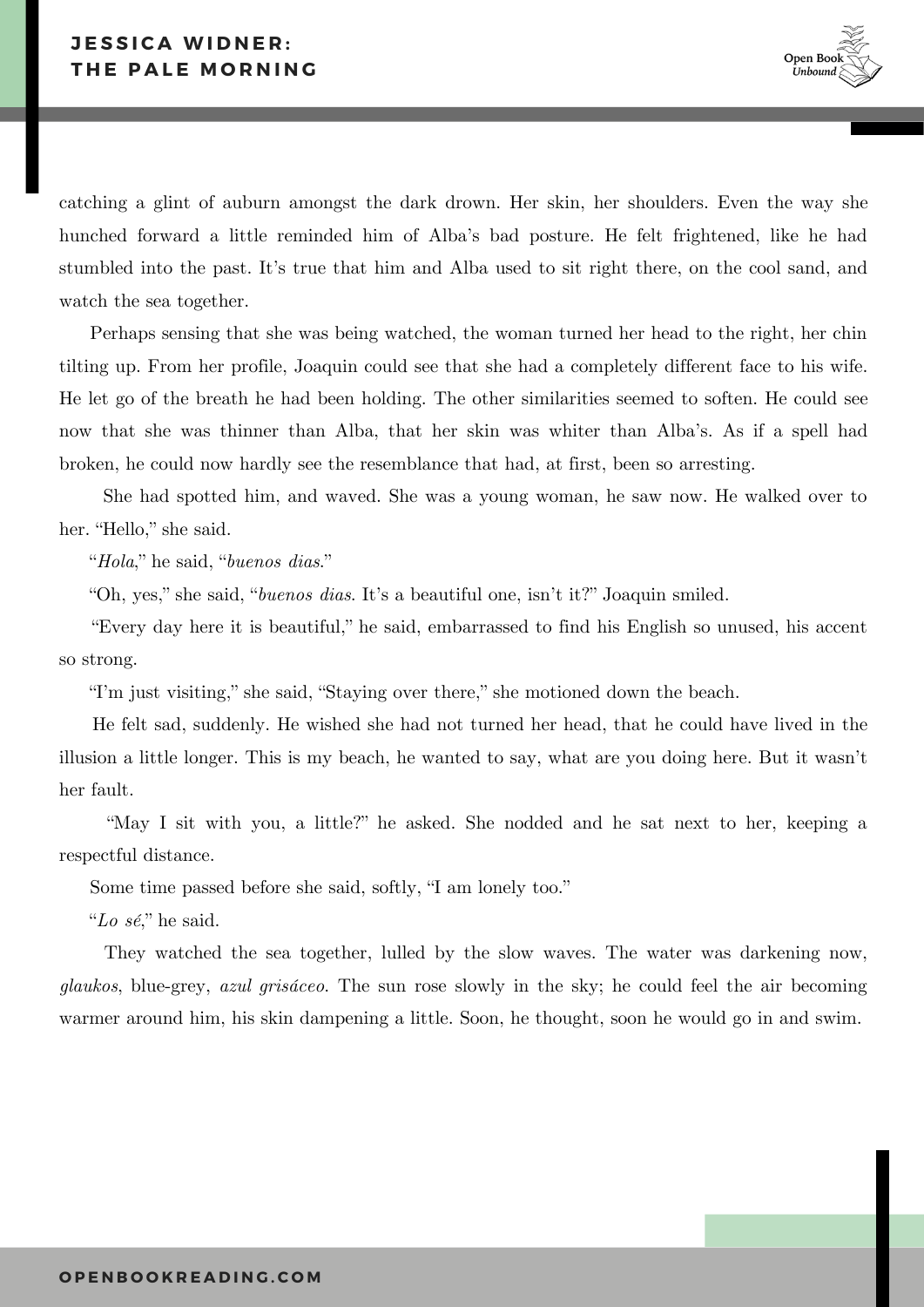catching a glint of auburn amongst the dark drown. Her skin, her shoulders. Even the way she hunched forward a little reminded him of Alba's bad posture. He felt frightened, like he had stumbled into the past. It's true that him and Alba used to sit right there, on the cool sand, and watch the sea together.

Perhaps sensing that she was being watched, the woman turned her head to the right, her chin tilting up. From her profile, Joaquin could see that she had a completely different face to his wife. He let go of the breath he had been holding. The other similarities seemed to soften. He could see now that she was thinner than Alba, that her skin was whiter than Alba's. As if a spell had broken, he could now hardly see the resemblance that had, at first, been so arresting.

She had spotted him, and waved. She was a young woman, he saw now. He walked over to her. "Hello," she said.

"*Hola*," he said, "*buenos dias*."

"Oh, yes," she said, "*buenos dias*. It's a beautiful one, isn't it?" Joaquin smiled.

"Every day here it is beautiful," he said, embarrassed to find his English so unused, his accent so strong.

"I'm just visiting," she said, "Staying over there," she motioned down the beach.

He felt sad, suddenly. He wished she had not turned her head, that he could have lived in the illusion a little longer. This is my beach, he wanted to say, what are you doing here. But it wasn't her fault.

"May I sit with you, a little?" he asked. She nodded and he sat next to her, keeping a respectful distance.

Some time passed before she said, softly, "I am lonely too."

"*Lo sé*," he said.

They watched the sea together, lulled by the slow waves. The water was darkening now, *glaukos*, blue-grey, *azul grisáceo*. The sun rose slowly in the sky; he could feel the air becoming warmer around him, his skin dampening a little. Soon, he thought, soon he would go in and swim.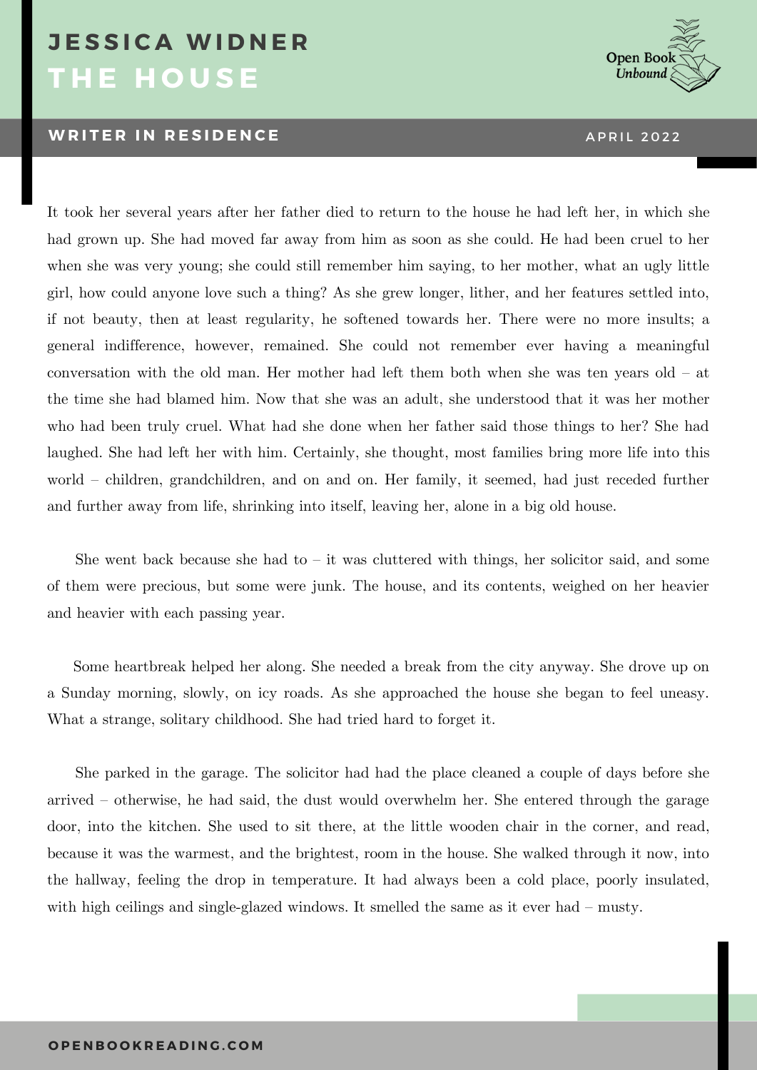# JESSICA WIDNER
# THE HOUSE

**WRITER IN RESIDENCE** APRIL 2022

It took her several years after her father died to return to the house he had left her, in which she had grown up. She had moved far away from him as soon as she could. He had been cruel to her when she was very young; she could still remember him saying, to her mother, what an ugly little girl, how could anyone love such a thing? As she grew longer, lither, and her features settled into, if not beauty, then at least regularity, he softened towards her. There were no more insults; a general indifference, however, remained. She could not remember ever having a meaningful conversation with the old man. Her mother had left them both when she was ten years old – at the time she had blamed him. Now that she was an adult, she understood that it was her mother who had been truly cruel. What had she done when her father said those things to her? She had laughed. She had left her with him. Certainly, she thought, most families bring more life into this world – children, grandchildren, and on and on. Her family, it seemed, had just receded further and further away from life, shrinking into itself, leaving her, alone in a big old house.

She went back because she had to – it was cluttered with things, her solicitor said, and some of them were precious, but some were junk. The house, and its contents, weighed on her heavier and heavier with each passing year.

Some heartbreak helped her along. She needed a break from the city anyway. She drove up on a Sunday morning, slowly, on icy roads. As she approached the house she began to feel uneasy. What a strange, solitary childhood. She had tried hard to forget it.

She parked in the garage. The solicitor had had the place cleaned a couple of days before she arrived – otherwise, he had said, the dust would overwhelm her. She entered through the garage door, into the kitchen. She used to sit there, at the little wooden chair in the corner, and read, because it was the warmest, and the brightest, room in the house. She walked through it now, into the hallway, feeling the drop in temperature. It had always been a cold place, poorly insulated, with high ceilings and single-glazed windows. It smelled the same as it ever had – musty.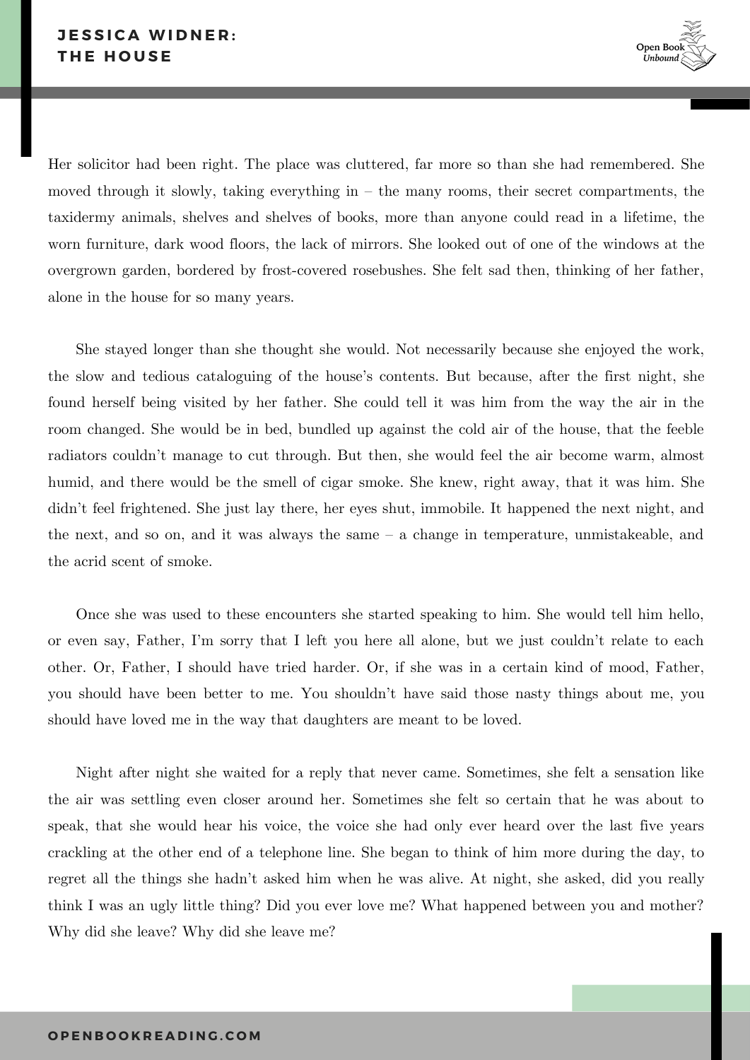Her solicitor had been right. The place was cluttered, far more so than she had remembered. She moved through it slowly, taking everything in – the many rooms, their secret compartments, the taxidermy animals, shelves and shelves of books, more than anyone could read in a lifetime, the worn furniture, dark wood floors, the lack of mirrors. She looked out of one of the windows at the overgrown garden, bordered by frost-covered rosebushes. She felt sad then, thinking of her father, alone in the house for so many years.

She stayed longer than she thought she would. Not necessarily because she enjoyed the work, the slow and tedious cataloguing of the house's contents. But because, after the first night, she found herself being visited by her father. She could tell it was him from the way the air in the room changed. She would be in bed, bundled up against the cold air of the house, that the feeble radiators couldn't manage to cut through. But then, she would feel the air become warm, almost humid, and there would be the smell of cigar smoke. She knew, right away, that it was him. She didn't feel frightened. She just lay there, her eyes shut, immobile. It happened the next night, and the next, and so on, and it was always the same – a change in temperature, unmistakeable, and the acrid scent of smoke.

Once she was used to these encounters she started speaking to him. She would tell him hello, or even say, Father, I'm sorry that I left you here all alone, but we just couldn't relate to each other. Or, Father, I should have tried harder. Or, if she was in a certain kind of mood, Father, you should have been better to me. You shouldn't have said those nasty things about me, you should have loved me in the way that daughters are meant to be loved.

Night after night she waited for a reply that never came. Sometimes, she felt a sensation like the air was settling even closer around her. Sometimes she felt so certain that he was about to speak, that she would hear his voice, the voice she had only ever heard over the last five years crackling at the other end of a telephone line. She began to think of him more during the day, to regret all the things she hadn't asked him when he was alive. At night, she asked, did you really think I was an ugly little thing? Did you ever love me? What happened between you and mother? Why did she leave? Why did she leave me?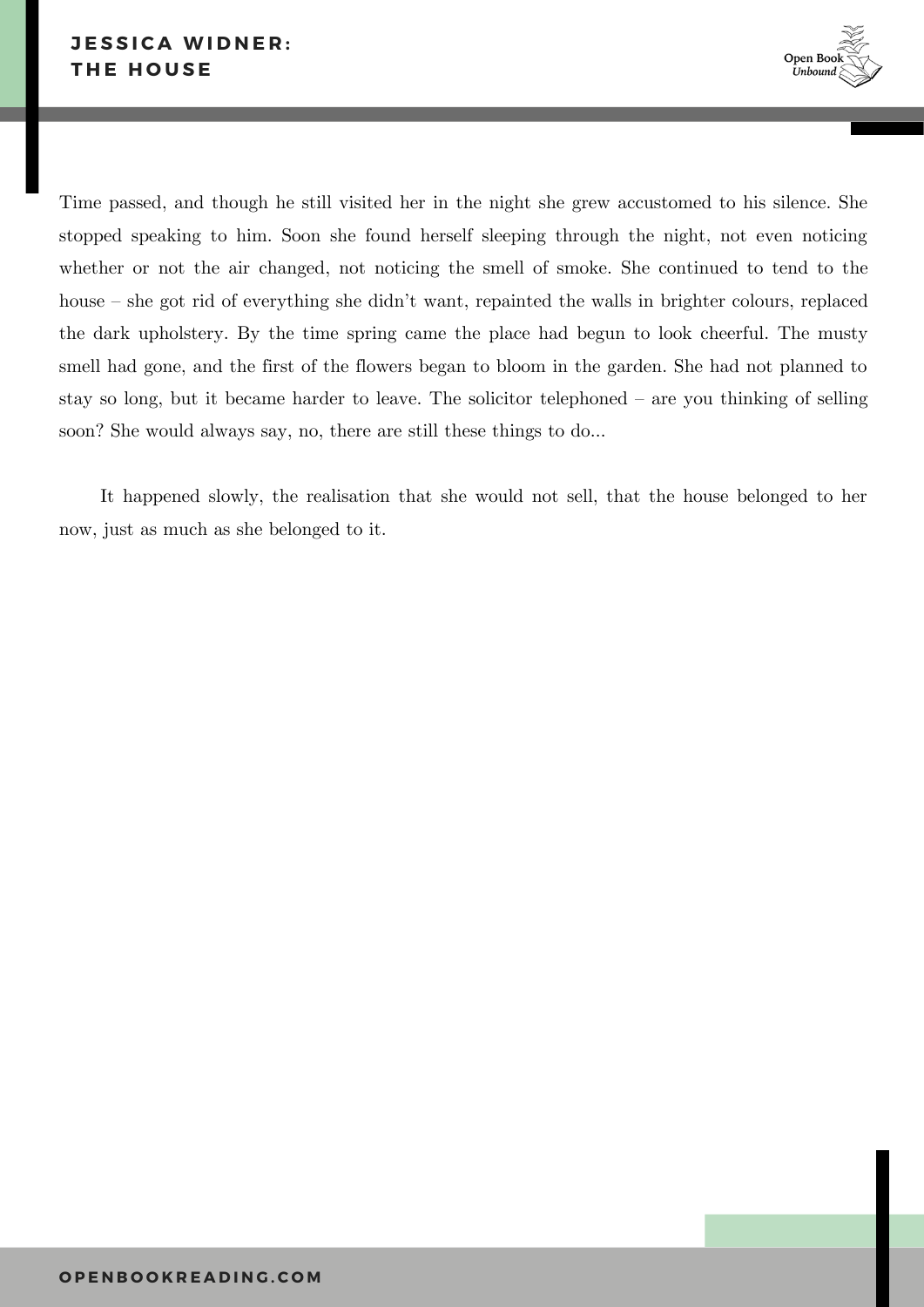Time passed, and though he still visited her in the night she grew accustomed to his silence. She stopped speaking to him. Soon she found herself sleeping through the night, not even noticing whether or not the air changed, not noticing the smell of smoke. She continued to tend to the house – she got rid of everything she didn't want, repainted the walls in brighter colours, replaced the dark upholstery. By the time spring came the place had begun to look cheerful. The musty smell had gone, and the first of the flowers began to bloom in the garden. She had not planned to stay so long, but it became harder to leave. The solicitor telephoned – are you thinking of selling soon? She would always say, no, there are still these things to do...

It happened slowly, the realisation that she would not sell, that the house belonged to her now, just as much as she belonged to it.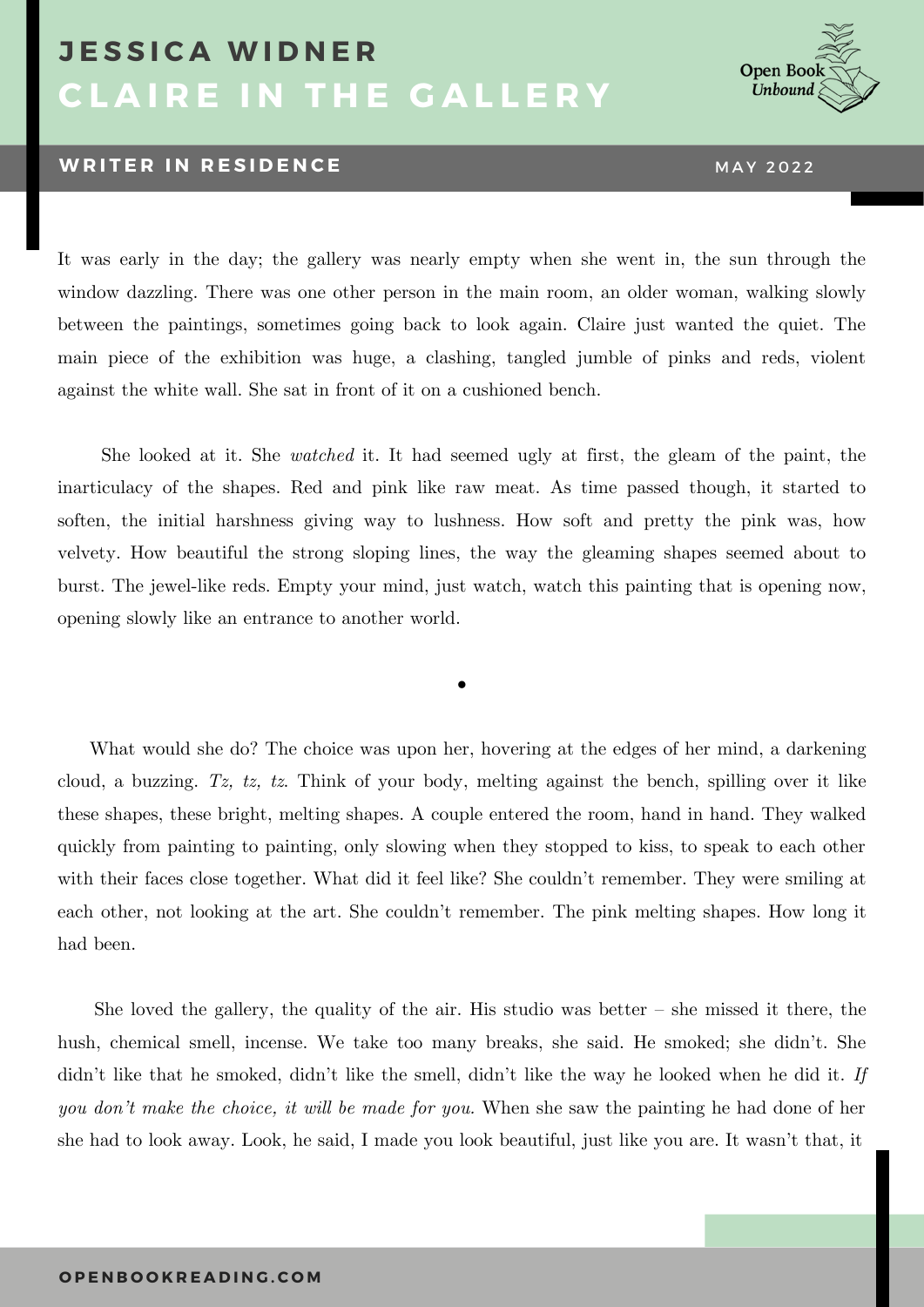# JESSICA WIDNER

## CLAIRE IN THE GALLERY

**WRITER IN RESIDENCE** MAY 2022

It was early in the day; the gallery was nearly empty when she went in, the sun through the window dazzling. There was one other person in the main room, an older woman, walking slowly between the paintings, sometimes going back to look again. Claire just wanted the quiet. The main piece of the exhibition was huge, a clashing, tangled jumble of pinks and reds, violent against the white wall. She sat in front of it on a cushioned bench.

She looked at it. She *watched* it. It had seemed ugly at first, the gleam of the paint, the inarticulacy of the shapes. Red and pink like raw meat. As time passed though, it started to soften, the initial harshness giving way to lushness. How soft and pretty the pink was, how velvety. How beautiful the strong sloping lines, the way the gleaming shapes seemed about to burst. The jewel-like reds. Empty your mind, just watch, watch this painting that is opening now, opening slowly like an entrance to another world.

•

What would she do? The choice was upon her, hovering at the edges of her mind, a darkening cloud, a buzzing. *Tz, tz, tz.* Think of your body, melting against the bench, spilling over it like these shapes, these bright, melting shapes. A couple entered the room, hand in hand. They walked quickly from painting to painting, only slowing when they stopped to kiss, to speak to each other with their faces close together. What did it feel like? She couldn't remember. They were smiling at each other, not looking at the art. She couldn't remember. The pink melting shapes. How long it had been.

She loved the gallery, the quality of the air. His studio was better – she missed it there, the hush, chemical smell, incense. We take too many breaks, she said. He smoked; she didn't. She didn't like that he smoked, didn't like the smell, didn't like the way he looked when he did it. *If you don't make the choice, it will be made for you.* When she saw the painting he had done of her she had to look away. Look, he said, I made you look beautiful, just like you are. It wasn't that, it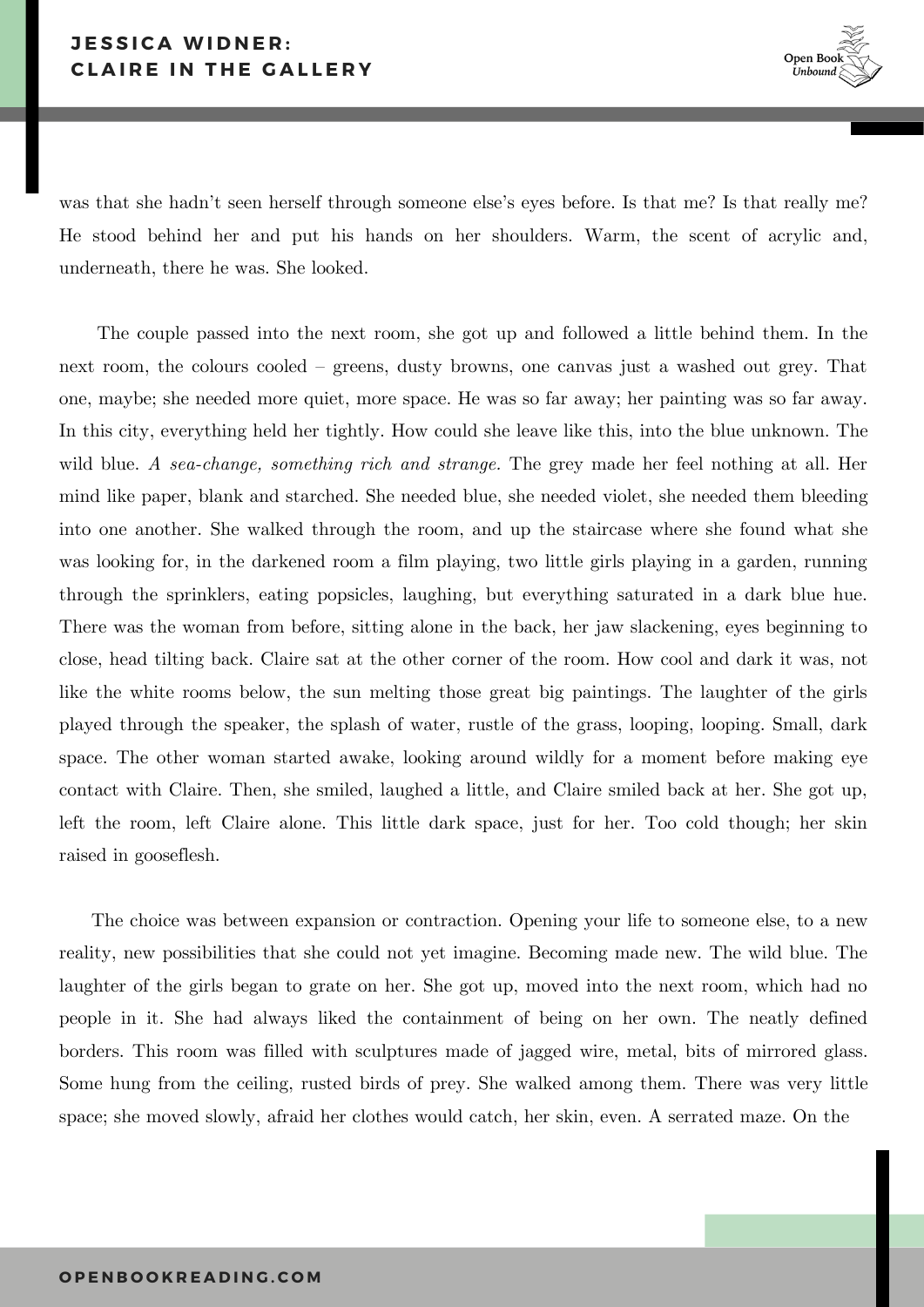was that she hadn't seen herself through someone else's eyes before. Is that me? Is that really me? He stood behind her and put his hands on her shoulders. Warm, the scent of acrylic and, underneath, there he was. She looked.

The couple passed into the next room, she got up and followed a little behind them. In the next room, the colours cooled – greens, dusty browns, one canvas just a washed out grey. That one, maybe; she needed more quiet, more space. He was so far away; her painting was so far away. In this city, everything held her tightly. How could she leave like this, into the blue unknown. The wild blue. *A sea-change, something rich and strange.* The grey made her feel nothing at all. Her mind like paper, blank and starched. She needed blue, she needed violet, she needed them bleeding into one another. She walked through the room, and up the staircase where she found what she was looking for, in the darkened room a film playing, two little girls playing in a garden, running through the sprinklers, eating popsicles, laughing, but everything saturated in a dark blue hue. There was the woman from before, sitting alone in the back, her jaw slackening, eyes beginning to close, head tilting back. Claire sat at the other corner of the room. How cool and dark it was, not like the white rooms below, the sun melting those great big paintings. The laughter of the girls played through the speaker, the splash of water, rustle of the grass, looping, looping. Small, dark space. The other woman started awake, looking around wildly for a moment before making eye contact with Claire. Then, she smiled, laughed a little, and Claire smiled back at her. She got up, left the room, left Claire alone. This little dark space, just for her. Too cold though; her skin raised in gooseflesh.

The choice was between expansion or contraction. Opening your life to someone else, to a new reality, new possibilities that she could not yet imagine. Becoming made new. The wild blue. The laughter of the girls began to grate on her. She got up, moved into the next room, which had no people in it. She had always liked the containment of being on her own. The neatly defined borders. This room was filled with sculptures made of jagged wire, metal, bits of mirrored glass. Some hung from the ceiling, rusted birds of prey. She walked among them. There was very little space; she moved slowly, afraid her clothes would catch, her skin, even. A serrated maze. On the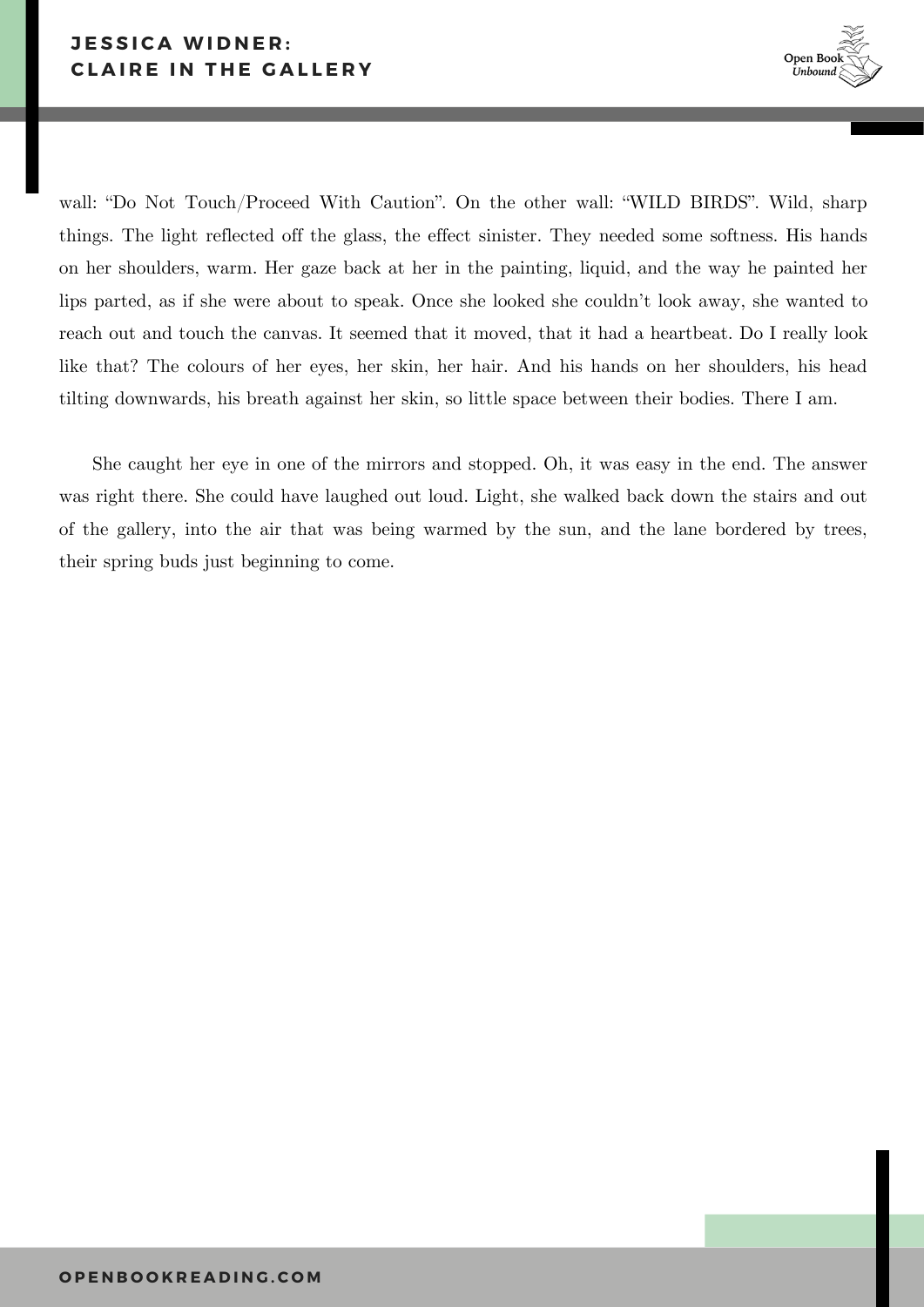wall: “Do Not Touch/Proceed With Caution”. On the other wall: “WILD BIRDS”. Wild, sharp things. The light reflected off the glass, the effect sinister. They needed some softness. His hands on her shoulders, warm. Her gaze back at her in the painting, liquid, and the way he painted her lips parted, as if she were about to speak. Once she looked she couldn’t look away, she wanted to reach out and touch the canvas. It seemed that it moved, that it had a heartbeat. Do I really look like that? The colours of her eyes, her skin, her hair. And his hands on her shoulders, his head tilting downwards, his breath against her skin, so little space between their bodies. There I am.

She caught her eye in one of the mirrors and stopped. Oh, it was easy in the end. The answer was right there. She could have laughed out loud. Light, she walked back down the stairs and out of the gallery, into the air that was being warmed by the sun, and the lane bordered by trees, their spring buds just beginning to come.